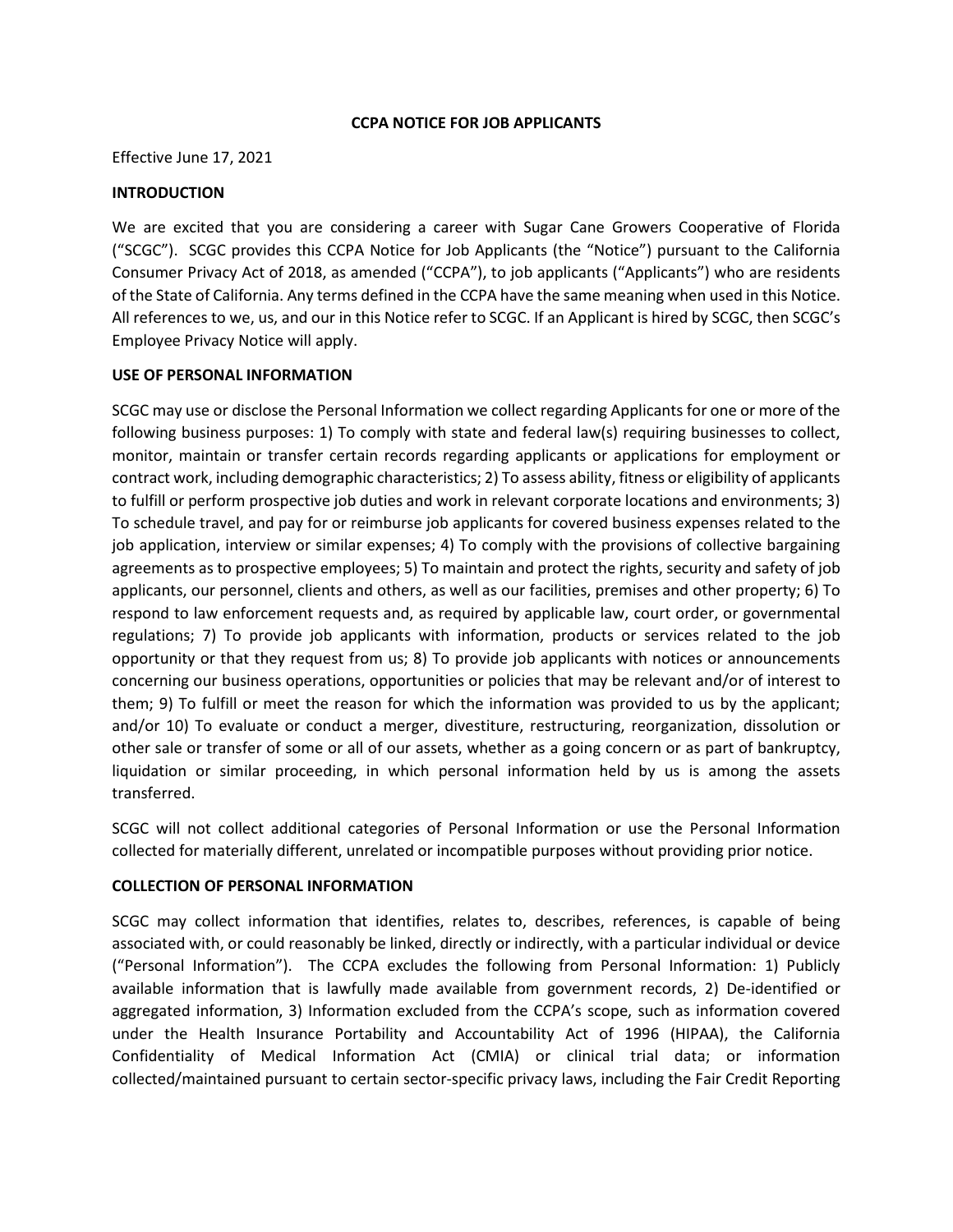# CCPA NOTICE FOR JOB APPLICANTS

Effective June 17, 2021

## INTRODUCTION

We are excited that you are considering a career with Sugar Cane Growers Cooperative of Florida ("SCGC"). SCGC provides this CCPA Notice for Job Applicants (the "Notice") pursuant to the California Consumer Privacy Act of 2018, as amended ("CCPA"), to job applicants ("Applicants") who are residents of the State of California. Any terms defined in the CCPA have the same meaning when used in this Notice. All references to we, us, and our in this Notice refer to SCGC. If an Applicant is hired by SCGC, then SCGC's Employee Privacy Notice will apply.

## USE OF PERSONAL INFORMATION

SCGC may use or disclose the Personal Information we collect regarding Applicants for one or more of the following business purposes: 1) To comply with state and federal law(s) requiring businesses to collect, monitor, maintain or transfer certain records regarding applicants or applications for employment or contract work, including demographic characteristics; 2) To assess ability, fitness or eligibility of applicants to fulfill or perform prospective job duties and work in relevant corporate locations and environments; 3) To schedule travel, and pay for or reimburse job applicants for covered business expenses related to the job application, interview or similar expenses; 4) To comply with the provisions of collective bargaining agreements as to prospective employees; 5) To maintain and protect the rights, security and safety of job applicants, our personnel, clients and others, as well as our facilities, premises and other property; 6) To respond to law enforcement requests and, as required by applicable law, court order, or governmental regulations; 7) To provide job applicants with information, products or services related to the job opportunity or that they request from us; 8) To provide job applicants with notices or announcements concerning our business operations, opportunities or policies that may be relevant and/or of interest to them; 9) To fulfill or meet the reason for which the information was provided to us by the applicant; and/or 10) To evaluate or conduct a merger, divestiture, restructuring, reorganization, dissolution or other sale or transfer of some or all of our assets, whether as a going concern or as part of bankruptcy, liquidation or similar proceeding, in which personal information held by us is among the assets transferred.

SCGC will not collect additional categories of Personal Information or use the Personal Information collected for materially different, unrelated or incompatible purposes without providing prior notice.

## COLLECTION OF PERSONAL INFORMATION

SCGC may collect information that identifies, relates to, describes, references, is capable of being associated with, or could reasonably be linked, directly or indirectly, with a particular individual or device ("Personal Information"). The CCPA excludes the following from Personal Information: 1) Publicly available information that is lawfully made available from government records, 2) De-identified or aggregated information, 3) Information excluded from the CCPA's scope, such as information covered under the Health Insurance Portability and Accountability Act of 1996 (HIPAA), the California Confidentiality of Medical Information Act (CMIA) or clinical trial data; or information collected/maintained pursuant to certain sector-specific privacy laws, including the Fair Credit Reporting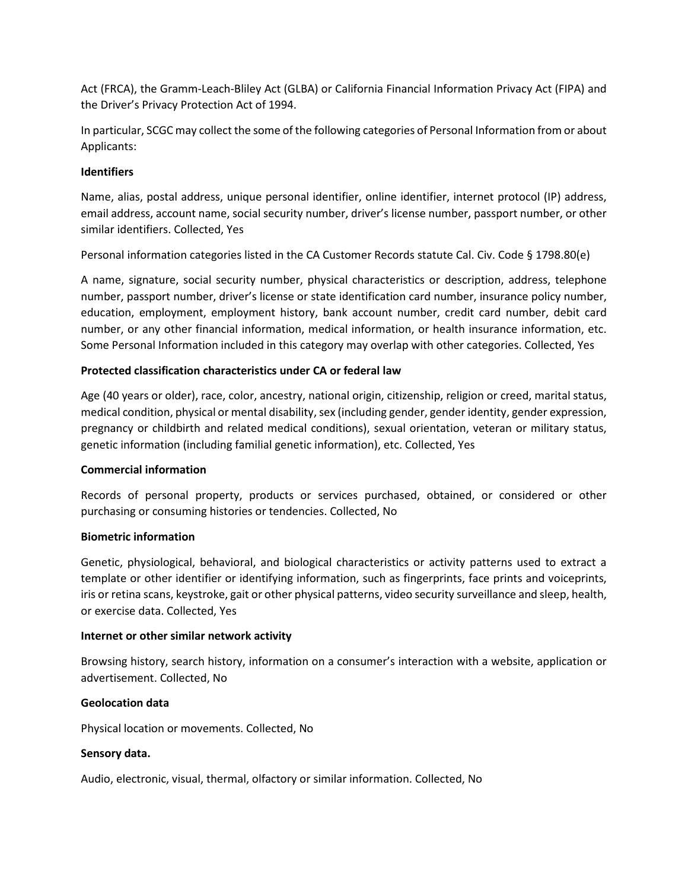Act (FRCA), the Gramm-Leach-Bliley Act (GLBA) or California Financial Information Privacy Act (FIPA) and the Driver's Privacy Protection Act of 1994.

In particular, SCGC may collect the some of the following categories of Personal Information from or about Applicants:

**Identifiers**

Name, alias, postal address, unique personal identifier, online identifier, internet protocol (IP) address, email address, account name, social security number, driver's license number, passport number, or other similar identifiers. Collected, Yes

Personal information categories listed in the CA Customer Records statute Cal. Civ. Code § 1798.80(e)

A name, signature, social security number, physical characteristics or description, address, telephone number, passport number, driver's license or state identification card number, insurance policy number, education, employment, employment history, bank account number, credit card number, debit card number, or any other financial information, medical information, or health insurance information, etc. Some Personal Information included in this category may overlap with other categories. Collected, Yes

**Protected classification characteristics under CA or federal law**

Age (40 years or older), race, color, ancestry, national origin, citizenship, religion or creed, marital status, medical condition, physical or mental disability, sex (including gender, gender identity, gender expression, pregnancy or childbirth and related medical conditions), sexual orientation, veteran or military status, genetic information (including familial genetic information), etc. Collected, Yes

**Commercial information**

Records of personal property, products or services purchased, obtained, or considered or other purchasing or consuming histories or tendencies. Collected, No

**Biometric information**

Genetic, physiological, behavioral, and biological characteristics or activity patterns used to extract a template or other identifier or identifying information, such as fingerprints, face prints and voiceprints, iris or retina scans, keystroke, gait or other physical patterns, video security surveillance and sleep, health, or exercise data. Collected, Yes

**Internet or other similar network activity**

Browsing history, search history, information on a consumer's interaction with a website, application or advertisement. Collected, No

**Geolocation data**

Physical location or movements. Collected, No

**Sensory data.**

Audio, electronic, visual, thermal, olfactory or similar information. Collected, No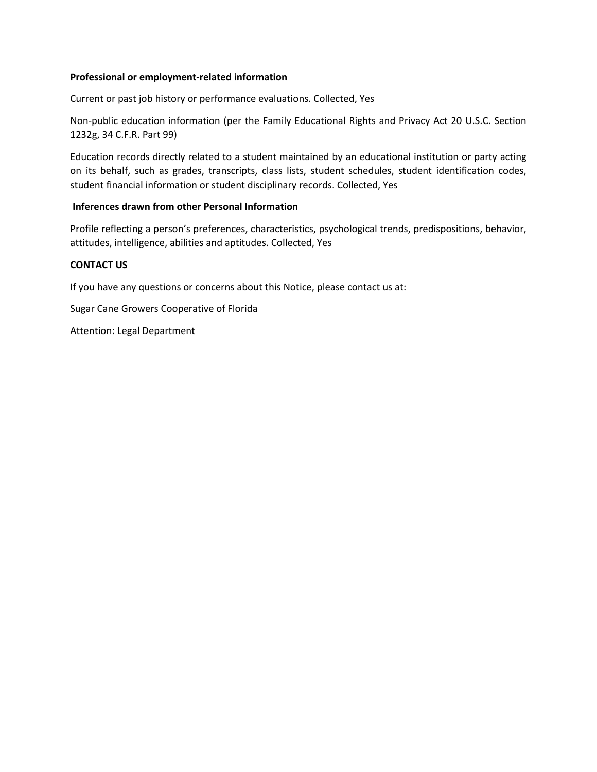**Professional or employment-related information**

Current or past job history or performance evaluations. Collected, Yes

Non-public education information (per the Family Educational Rights and Privacy Act 20 U.S.C. Section 1232g, 34 C.F.R. Part 99)

Education records directly related to a student maintained by an educational institution or party acting on its behalf, such as grades, transcripts, class lists, student schedules, student identification codes, student financial information or student disciplinary records. Collected, Yes

**Inferences drawn from other Personal Information**

Profile reflecting a person's preferences, characteristics, psychological trends, predispositions, behavior, attitudes, intelligence, abilities and aptitudes. Collected, Yes

**CONTACT US**

If you have any questions or concerns about this Notice, please contact us at:

Sugar Cane Growers Cooperative of Florida

Attention: Legal Department